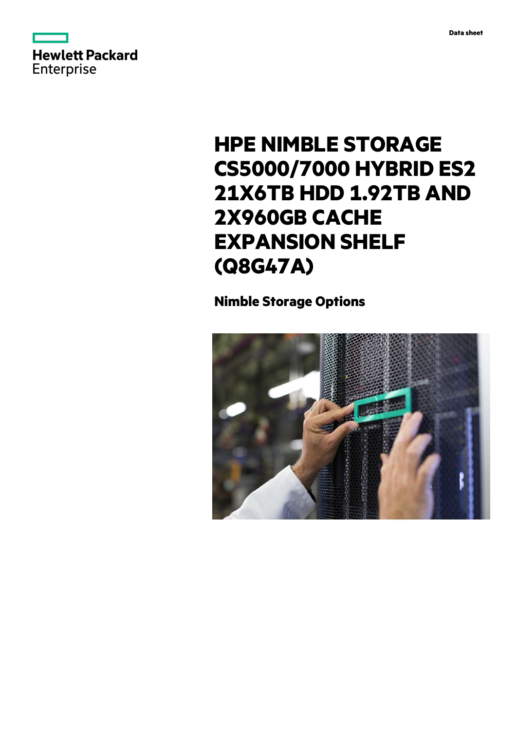Data sheet

Hewlett Packard Enterprise

# HPE NIMBLE STORAGE CS5000/7000 HYBRID ES2 21X6TB HDD 1.92TB AND 2X960GB CACHE EXPANSION SHELF (Q8G47A)

## Nimble Storage Options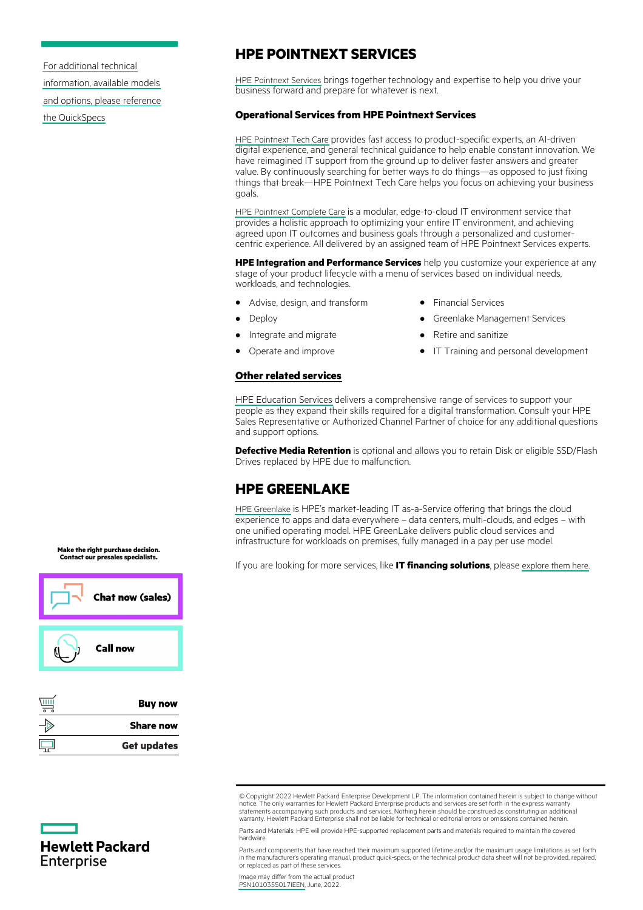For additional technical information, available models and options, please reference the QuickSpecs

# HPE POINTNEXT SERVICES

HPE Pointnext Services brings together technology and expertise to help you drive your business forward and prepare for whatever is next.

### Operational Services from HPE Pointnext Services

HPE Pointnext Tech Care provides fast access to product-specific experts, an AI-driven digital experience, and general technical guidance to help enable constant innovation. We have reimagined IT support from the ground up to deliver faster answers and greater value. By continuously searching for better ways to do things—as opposed to just fixing things that break—HPE Pointnext Tech Care helps you focus on achieving your business goals.

HPE Pointnext Complete Care is a modular, edge-to-cloud IT environment service that provides a holistic approach to optimizing your entire IT environment, and achieving agreed upon IT outcomes and business goals through a personalized and customer-centric experience. All delivered by an assigned team of HPE Pointnext Services experts.

**HPE Integration and Performance Services** help you customize your experience at any stage of your product lifecycle with a menu of services based on individual needs, workloads, and technologies.

- Advise, design, and transform
- Deploy
- Integrate and migrate
- Operate and improve
- Financial Services
- Greenlake Management Services
- Retire and sanitize
- IT Training and personal development

### Other related services

HPE Education Services delivers a comprehensive range of services to support your people as they expand their skills required for a digital transformation. Consult your HPE Sales Representative or Authorized Channel Partner of choice for any additional questions and support options.

**Defective Media Retention** is optional and allows you to retain Disk or eligible SSD/Flash Drives replaced by HPE due to malfunction.

# HPE GREENLAKE

HPE Greenlake is HPE's market-leading IT as-a-Service offering that brings the cloud experience to apps and data everywhere – data centers, multi-clouds, and edges – with one unified operating model. HPE GreenLake delivers public cloud services and infrastructure for workloads on premises, fully managed in a pay per use model.

If you are looking for more services, like **IT financing solutions**, please explore them here.

**Make the right purchase decision. Contact our presales specialists.**

**Chat now (sales)**

**Call now**

**Buy now**

**Share now**

**Get updates**

Hewlett Packard Enterprise

© Copyright 2022 Hewlett Packard Enterprise Development LP. The information contained herein is subject to change without notice. The only warranties for Hewlett Packard Enterprise products and services are set forth in the express warranty statements accompanying such products and services. Nothing herein should be construed as constituting an additional warranty. Hewlett Packard Enterprise shall not be liable for technical or editorial errors or omissions contained herein.

Parts and Materials: HPE will provide HPE-supported replacement parts and materials required to maintain the covered hardware.

Parts and components that have reached their maximum supported lifetime and/or the maximum usage limitations as set forth in the manufacturer's operating manual, product quick-specs, or the technical product data sheet will not be provided, repaired, or replaced as part of these services.

Image may differ from the actual product

PSN1010355017IEEN, June, 2022.